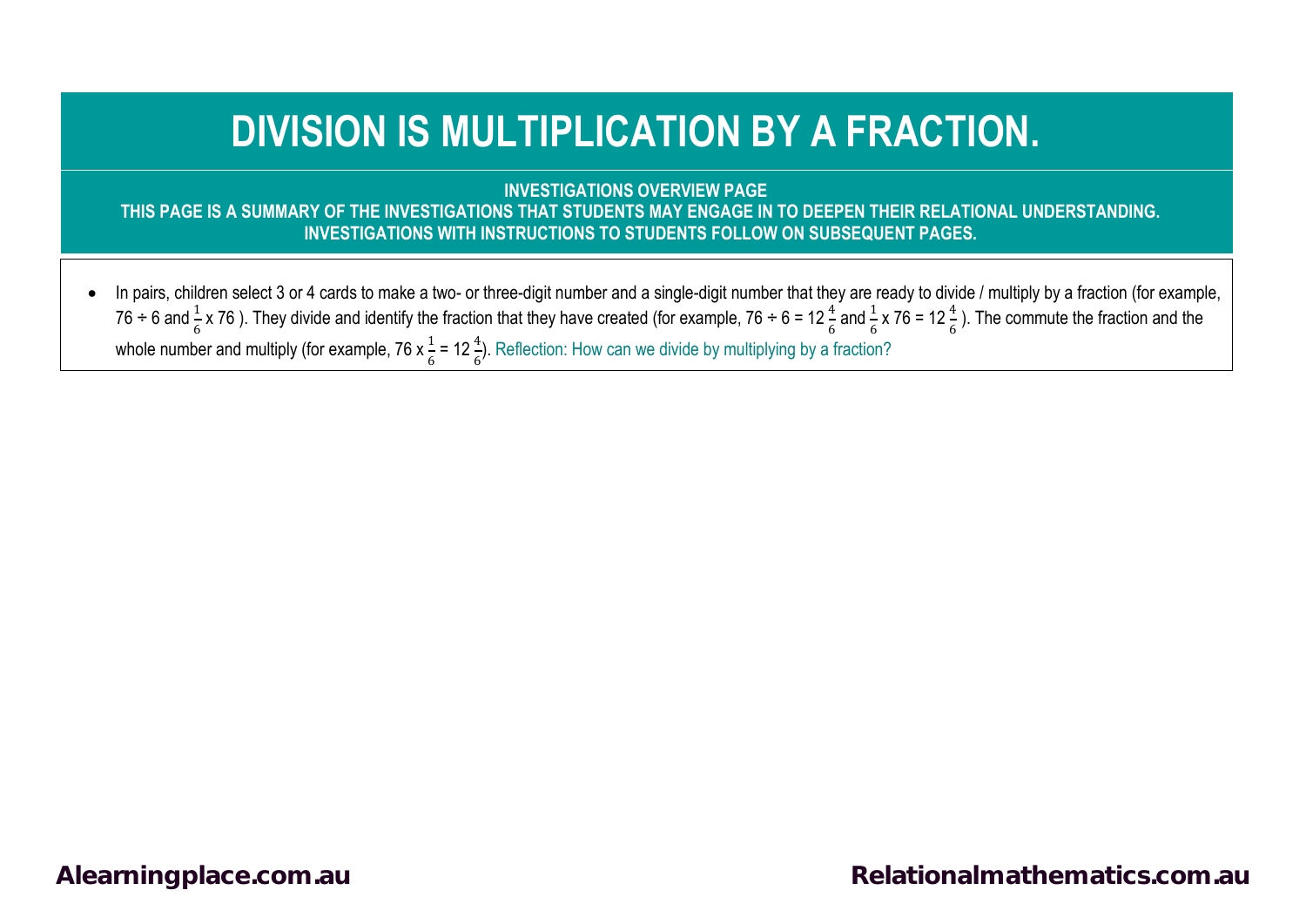# DIVISION IS MULTIPLICATION BY A FRACTION.

**INVESTIGATIONS OVERVIEW PAGE**
**THIS PAGE IS A SUMMARY OF THE INVESTIGATIONS THAT STUDENTS MAY ENGAGE IN TO DEEPEN THEIR RELATIONAL UNDERSTANDING.**
**INVESTIGATIONS WITH INSTRUCTIONS TO STUDENTS FOLLOW ON SUBSEQUENT PAGES.**

- In pairs, children select 3 or 4 cards to make a two- or three-digit number and a single-digit number that they are ready to divide / multiply by a fraction (for example, $76 \div 6$ and $\frac{1}{6} \times 76$ ). They divide and identify the fraction that they have created (for example, $76 \div 6 = 12\frac{4}{6}$ and $\frac{1}{6} \times 76 = 12\frac{4}{6}$ ). The commute the fraction and the whole number and multiply (for example, $76 \times \frac{1}{6} = 12\frac{4}{6}$). Reflection: How can we divide by multiplying by a fraction?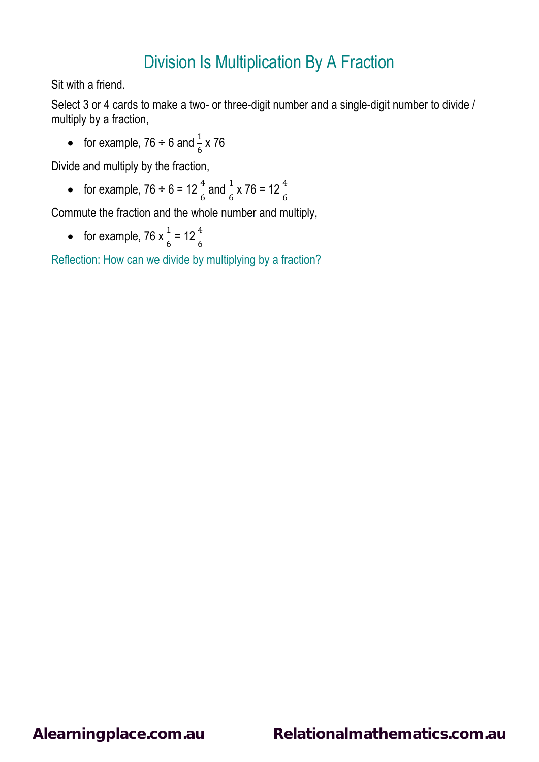# Division Is Multiplication By A Fraction

Sit with a friend.

Select 3 or 4 cards to make a two- or three-digit number and a single-digit number to divide / multiply by a fraction,

- for example, 76 ÷ 6 and $\frac{1}{6}$ x 76

Divide and multiply by the fraction,

- for example, 76 ÷ 6 = 12 $\frac{4}{6}$ and $\frac{1}{6}$ x 76 = 12 $\frac{4}{6}$

Commute the fraction and the whole number and multiply,

- for example, 76 x $\frac{1}{6}$ = 12 $\frac{4}{6}$

Reflection: How can we divide by multiplying by a fraction?